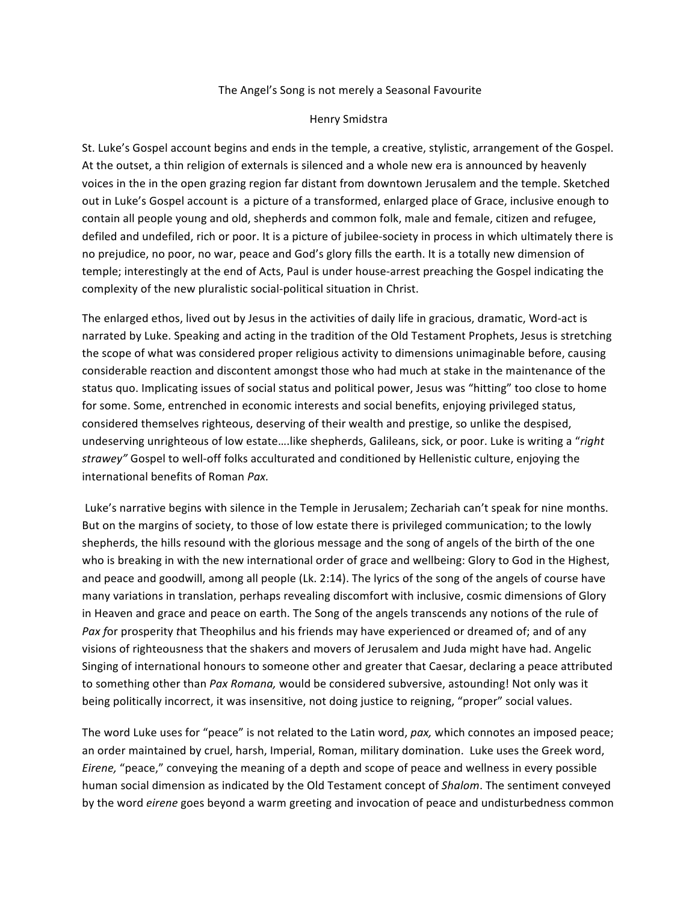# The Angel's Song is not merely a Seasonal Favourite

Henry Smidstra

St. Luke's Gospel account begins and ends in the temple, a creative, stylistic, arrangement of the Gospel. At the outset, a thin religion of externals is silenced and a whole new era is announced by heavenly voices in the in the open grazing region far distant from downtown Jerusalem and the temple. Sketched out in Luke's Gospel account is a picture of a transformed, enlarged place of Grace, inclusive enough to contain all people young and old, shepherds and common folk, male and female, citizen and refugee, defiled and undefiled, rich or poor. It is a picture of jubilee-society in process in which ultimately there is no prejudice, no poor, no war, peace and God's glory fills the earth. It is a totally new dimension of temple; interestingly at the end of Acts, Paul is under house-arrest preaching the Gospel indicating the complexity of the new pluralistic social-political situation in Christ.

The enlarged ethos, lived out by Jesus in the activities of daily life in gracious, dramatic, Word-act is narrated by Luke. Speaking and acting in the tradition of the Old Testament Prophets, Jesus is stretching the scope of what was considered proper religious activity to dimensions unimaginable before, causing considerable reaction and discontent amongst those who had much at stake in the maintenance of the status quo. Implicating issues of social status and political power, Jesus was "hitting" too close to home for some. Some, entrenched in economic interests and social benefits, enjoying privileged status, considered themselves righteous, deserving of their wealth and prestige, so unlike the despised, undeserving unrighteous of low estate....like shepherds, Galileans, sick, or poor. Luke is writing a "*right strawey"* Gospel to well-off folks acculturated and conditioned by Hellenistic culture, enjoying the international benefits of Roman *Pax.*

Luke's narrative begins with silence in the Temple in Jerusalem; Zechariah can't speak for nine months. But on the margins of society, to those of low estate there is privileged communication; to the lowly shepherds, the hills resound with the glorious message and the song of angels of the birth of the one who is breaking in with the new international order of grace and wellbeing: Glory to God in the Highest, and peace and goodwill, among all people (Lk. 2:14). The lyrics of the song of the angels of course have many variations in translation, perhaps revealing discomfort with inclusive, cosmic dimensions of Glory in Heaven and grace and peace on earth. The Song of the angels transcends any notions of the rule of *Pax f*or prosperity *t*hat Theophilus and his friends may have experienced or dreamed of; and of any visions of righteousness that the shakers and movers of Jerusalem and Juda might have had. Angelic Singing of international honours to someone other and greater that Caesar, declaring a peace attributed to something other than *Pax Romana,* would be considered subversive, astounding! Not only was it being politically incorrect, it was insensitive, not doing justice to reigning, "proper" social values.

The word Luke uses for "peace" is not related to the Latin word, *pax,* which connotes an imposed peace; an order maintained by cruel, harsh, Imperial, Roman, military domination. Luke uses the Greek word, *Eirene,* "peace," conveying the meaning of a depth and scope of peace and wellness in every possible human social dimension as indicated by the Old Testament concept of *Shalom*. The sentiment conveyed by the word *eirene* goes beyond a warm greeting and invocation of peace and undisturbedness common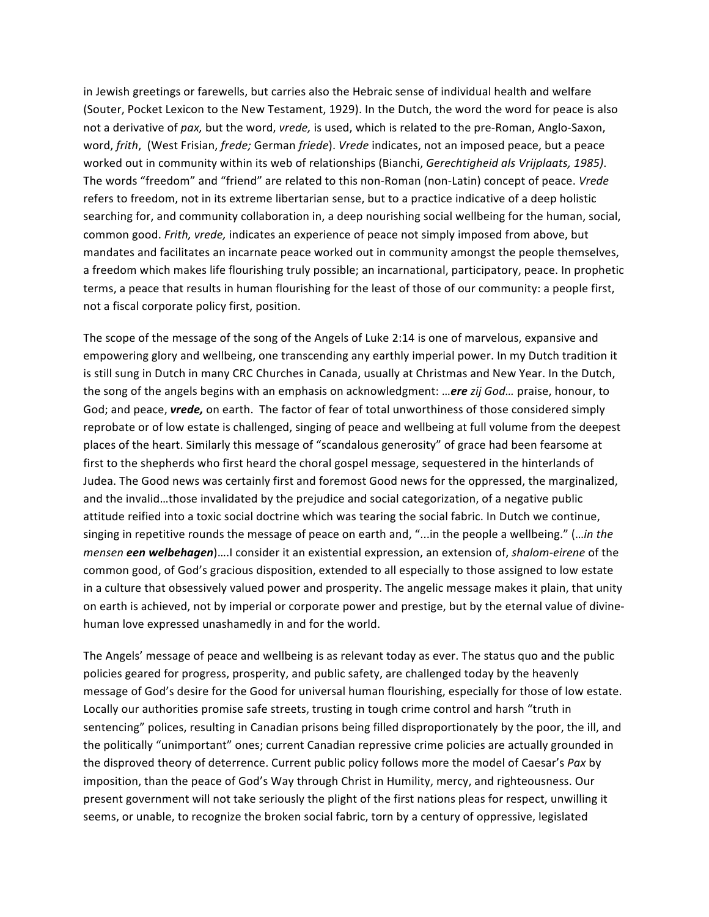in Jewish greetings or farewells, but carries also the Hebraic sense of individual health and welfare (Souter, Pocket Lexicon to the New Testament, 1929). In the Dutch, the word the word for peace is also not a derivative of *pax,* but the word, *vrede,* is used, which is related to the pre-Roman, Anglo-Saxon, word, *frith*, (West Frisian, *frede;* German *friede*). *Vrede* indicates, not an imposed peace, but a peace worked out in community within its web of relationships (Bianchi, *Gerechtigheid als Vrijplaats, 1985)*. The words "freedom" and "friend" are related to this non-Roman (non-Latin) concept of peace. *Vrede* refers to freedom, not in its extreme libertarian sense, but to a practice indicative of a deep holistic searching for, and community collaboration in, a deep nourishing social wellbeing for the human, social, common good. *Frith, vrede,* indicates an experience of peace not simply imposed from above, but mandates and facilitates an incarnate peace worked out in community amongst the people themselves, a freedom which makes life flourishing truly possible; an incarnational, participatory, peace. In prophetic terms, a peace that results in human flourishing for the least of those of our community: a people first, not a fiscal corporate policy first, position.

The scope of the message of the song of the Angels of Luke 2:14 is one of marvelous, expansive and empowering glory and wellbeing, one transcending any earthly imperial power. In my Dutch tradition it is still sung in Dutch in many CRC Churches in Canada, usually at Christmas and New Year. In the Dutch, the song of the angels begins with an emphasis on acknowledgment: …***ere*** *zij God*… praise, honour, to God; and peace, ***vrede,*** on earth. The factor of fear of total unworthiness of those considered simply reprobate or of low estate is challenged, singing of peace and wellbeing at full volume from the deepest places of the heart. Similarly this message of "scandalous generosity" of grace had been fearsome at first to the shepherds who first heard the choral gospel message, sequestered in the hinterlands of Judea. The Good news was certainly first and foremost Good news for the oppressed, the marginalized, and the invalid…those invalidated by the prejudice and social categorization, of a negative public attitude reified into a toxic social doctrine which was tearing the social fabric. In Dutch we continue, singing in repetitive rounds the message of peace on earth and, "...in the people a wellbeing." (…*in the mensen* ***een welbehagen***)….I consider it an existential expression, an extension of, *shalom-eirene* of the common good, of God's gracious disposition, extended to all especially to those assigned to low estate in a culture that obsessively valued power and prosperity. The angelic message makes it plain, that unity on earth is achieved, not by imperial or corporate power and prestige, but by the eternal value of divine-human love expressed unashamedly in and for the world.

The Angels' message of peace and wellbeing is as relevant today as ever. The status quo and the public policies geared for progress, prosperity, and public safety, are challenged today by the heavenly message of God's desire for the Good for universal human flourishing, especially for those of low estate. Locally our authorities promise safe streets, trusting in tough crime control and harsh "truth in sentencing" polices, resulting in Canadian prisons being filled disproportionately by the poor, the ill, and the politically "unimportant" ones; current Canadian repressive crime policies are actually grounded in the disproved theory of deterrence. Current public policy follows more the model of Caesar's *Pax* by imposition, than the peace of God's Way through Christ in Humility, mercy, and righteousness. Our present government will not take seriously the plight of the first nations pleas for respect, unwilling it seems, or unable, to recognize the broken social fabric, torn by a century of oppressive, legislated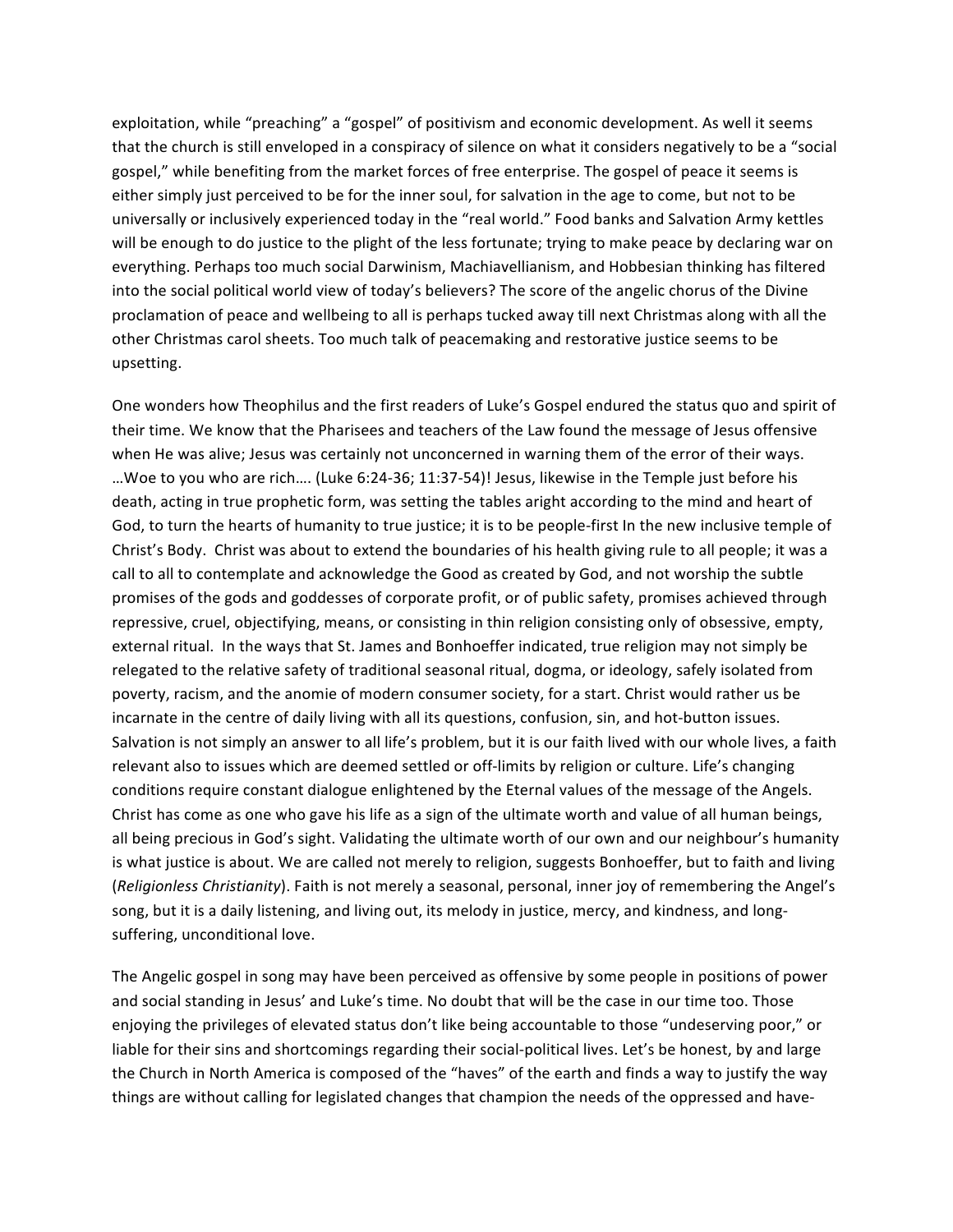exploitation, while "preaching" a "gospel" of positivism and economic development. As well it seems that the church is still enveloped in a conspiracy of silence on what it considers negatively to be a "social gospel," while benefiting from the market forces of free enterprise. The gospel of peace it seems is either simply just perceived to be for the inner soul, for salvation in the age to come, but not to be universally or inclusively experienced today in the "real world." Food banks and Salvation Army kettles will be enough to do justice to the plight of the less fortunate; trying to make peace by declaring war on everything. Perhaps too much social Darwinism, Machiavellianism, and Hobbesian thinking has filtered into the social political world view of today's believers? The score of the angelic chorus of the Divine proclamation of peace and wellbeing to all is perhaps tucked away till next Christmas along with all the other Christmas carol sheets. Too much talk of peacemaking and restorative justice seems to be upsetting.

One wonders how Theophilus and the first readers of Luke's Gospel endured the status quo and spirit of their time. We know that the Pharisees and teachers of the Law found the message of Jesus offensive when He was alive; Jesus was certainly not unconcerned in warning them of the error of their ways. …Woe to you who are rich…. (Luke 6:24-36; 11:37-54)! Jesus, likewise in the Temple just before his death, acting in true prophetic form, was setting the tables aright according to the mind and heart of God, to turn the hearts of humanity to true justice; it is to be people-first In the new inclusive temple of Christ's Body. Christ was about to extend the boundaries of his health giving rule to all people; it was a call to all to contemplate and acknowledge the Good as created by God, and not worship the subtle promises of the gods and goddesses of corporate profit, or of public safety, promises achieved through repressive, cruel, objectifying, means, or consisting in thin religion consisting only of obsessive, empty, external ritual. In the ways that St. James and Bonhoeffer indicated, true religion may not simply be relegated to the relative safety of traditional seasonal ritual, dogma, or ideology, safely isolated from poverty, racism, and the anomie of modern consumer society, for a start. Christ would rather us be incarnate in the centre of daily living with all its questions, confusion, sin, and hot-button issues. Salvation is not simply an answer to all life's problem, but it is our faith lived with our whole lives, a faith relevant also to issues which are deemed settled or off-limits by religion or culture. Life's changing conditions require constant dialogue enlightened by the Eternal values of the message of the Angels. Christ has come as one who gave his life as a sign of the ultimate worth and value of all human beings, all being precious in God's sight. Validating the ultimate worth of our own and our neighbour's humanity is what justice is about. We are called not merely to religion, suggests Bonhoeffer, but to faith and living (*Religionless Christianity*). Faith is not merely a seasonal, personal, inner joy of remembering the Angel's song, but it is a daily listening, and living out, its melody in justice, mercy, and kindness, and long-suffering, unconditional love.

The Angelic gospel in song may have been perceived as offensive by some people in positions of power and social standing in Jesus' and Luke's time. No doubt that will be the case in our time too. Those enjoying the privileges of elevated status don't like being accountable to those "undeserving poor," or liable for their sins and shortcomings regarding their social-political lives. Let's be honest, by and large the Church in North America is composed of the "haves" of the earth and finds a way to justify the way things are without calling for legislated changes that champion the needs of the oppressed and have-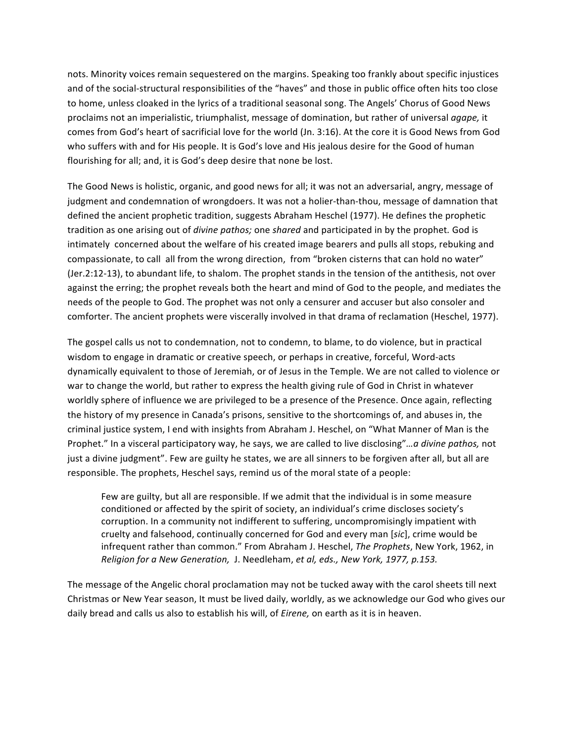nots. Minority voices remain sequestered on the margins. Speaking too frankly about specific injustices and of the social-structural responsibilities of the "haves" and those in public office often hits too close to home, unless cloaked in the lyrics of a traditional seasonal song. The Angels' Chorus of Good News proclaims not an imperialistic, triumphalist, message of domination, but rather of universal *agape,* it comes from God's heart of sacrificial love for the world (Jn. 3:16). At the core it is Good News from God who suffers with and for His people. It is God's love and His jealous desire for the Good of human flourishing for all; and, it is God's deep desire that none be lost.

The Good News is holistic, organic, and good news for all; it was not an adversarial, angry, message of judgment and condemnation of wrongdoers. It was not a holier-than-thou, message of damnation that defined the ancient prophetic tradition, suggests Abraham Heschel (1977). He defines the prophetic tradition as one arising out of *divine pathos;* one *shared* and participated in by the prophet. God is intimately concerned about the welfare of his created image bearers and pulls all stops, rebuking and compassionate, to call all from the wrong direction, from "broken cisterns that can hold no water" (Jer.2:12-13), to abundant life, to shalom. The prophet stands in the tension of the antithesis, not over against the erring; the prophet reveals both the heart and mind of God to the people, and mediates the needs of the people to God. The prophet was not only a censurer and accuser but also consoler and comforter. The ancient prophets were viscerally involved in that drama of reclamation (Heschel, 1977).

The gospel calls us not to condemnation, not to condemn, to blame, to do violence, but in practical wisdom to engage in dramatic or creative speech, or perhaps in creative, forceful, Word-acts dynamically equivalent to those of Jeremiah, or of Jesus in the Temple. We are not called to violence or war to change the world, but rather to express the health giving rule of God in Christ in whatever worldly sphere of influence we are privileged to be a presence of the Presence. Once again, reflecting the history of my presence in Canada's prisons, sensitive to the shortcomings of, and abuses in, the criminal justice system, I end with insights from Abraham J. Heschel, on "What Manner of Man is the Prophet." In a visceral participatory way, he says, we are called to live disclosing"…*a divine pathos,* not just a divine judgment". Few are guilty he states, we are all sinners to be forgiven after all, but all are responsible. The prophets, Heschel says, remind us of the moral state of a people:

> Few are guilty, but all are responsible. If we admit that the individual is in some measure conditioned or affected by the spirit of society, an individual's crime discloses society's corruption. In a community not indifferent to suffering, uncompromisingly impatient with cruelty and falsehood, continually concerned for God and every man [*sic*], crime would be infrequent rather than common." From Abraham J. Heschel, *The Prophets*, New York, 1962, in *Religion for a New Generation,* J. Needleham, *et al, eds., New York, 1977, p.153.*

The message of the Angelic choral proclamation may not be tucked away with the carol sheets till next Christmas or New Year season, It must be lived daily, worldly, as we acknowledge our God who gives our daily bread and calls us also to establish his will, of *Eirene,* on earth as it is in heaven.